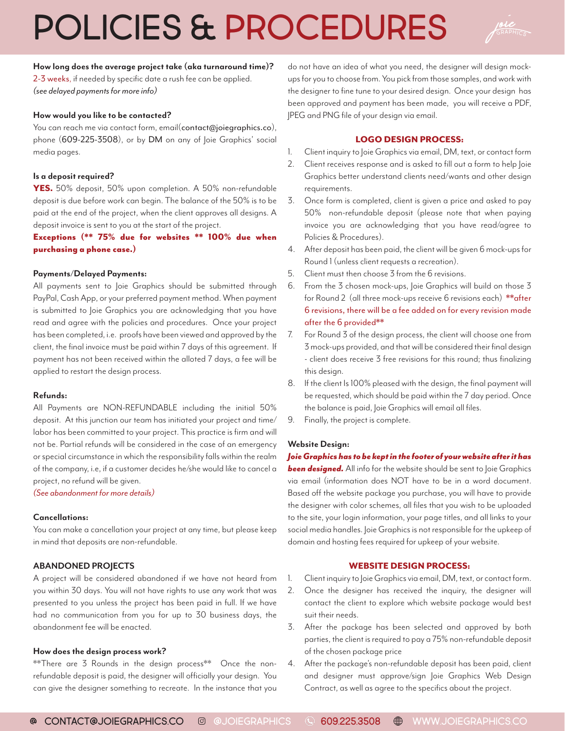# POLICIES & PROCEDURES

**How long does the average project take (aka turnaround time)?**
2-3 weeks, if needed by specific date a rush fee can be applied.
*(see delayed payments for more info)*

**How would you like to be contacted?**
You can reach me via contact form, email(contact@joiegraphics.co), phone (609-225-3508), or by DM on any of Joie Graphics' social media pages.

**Is a deposit required?**
**YES.** 50% deposit, 50% upon completion. A 50% non-refundable deposit is due before work can begin. The balance of the 50% is to be paid at the end of the project, when the client approves all designs. A deposit invoice is sent to you at the start of the project.
**Exceptions (** 75% due for websites ** 100% due when purchasing a phone case.)**

**Payments/Delayed Payments:**
All payments sent to Joie Graphics should be submitted through PayPal, Cash App, or your preferred payment method. When payment is submitted to Joie Graphics you are acknowledging that you have read and agree with the policies and procedures. Once your project has been completed, i.e. proofs have been viewed and approved by the client, the final invoice must be paid within 7 days of this agreement. If payment has not been received within the alloted 7 days, a fee will be applied to restart the design process.

**Refunds:**
All Payments are NON-REFUNDABLE including the initial 50% deposit. At this junction our team has initiated your project and time/labor has been committed to your project. This practice is firm and will not be. Partial refunds will be considered in the case of an emergency or special circumstance in which the responsibility falls within the realm of the company, i.e, if a customer decides he/she would like to cancel a project, no refund will be given.
*(See abandonment for more details)*

**Cancellations:**
You can make a cancellation your project at any time, but please keep in mind that deposits are non-refundable.

**ABANDONED PROJECTS**
A project will be considered abandoned if we have not heard from you within 30 days. You will not have rights to use any work that was presented to you unless the project has been paid in full. If we have had no communication from you for up to 30 business days, the abandonment fee will be enacted.

**How does the design process work?**
**There are 3 Rounds in the design process** Once the non-refundable deposit is paid, the designer will officially your design. You can give the designer something to recreate. In the instance that you do not have an idea of what you need, the designer will design mock-ups for you to choose from. You pick from those samples, and work with the designer to fine tune to your desired design. Once your design has been approved and payment has been made, you will receive a PDF, JPEG and PNG file of your design via email.

**LOGO DESIGN PROCESS:**

1. Client inquiry to Joie Graphics via email, DM, text, or contact form
2. Client receives response and is asked to fill out a form to help Joie Graphics better understand clients need/wants and other design requirements.
3. Once form is completed, client is given a price and asked to pay 50% non-refundable deposit (please note that when paying invoice you are acknowledging that you have read/agree to Policies & Procedures).
4. After deposit has been paid, the client will be given 6 mock-ups for Round 1 (unless client requests a recreation).
5. Client must then choose 3 from the 6 revisions.
6. From the 3 chosen mock-ups, Joie Graphics will build on those 3 for Round 2 (all three mock-ups receive 6 revisions each) **after 6 revisions, there will be a fee added on for every revision made after the 6 provided**
7. For Round 3 of the design process, the client will choose one from 3 mock-ups provided, and that will be considered their final design - client does receive 3 free revisions for this round; thus finalizing this design.
8. If the client Is 100% pleased with the design, the final payment will be requested, which should be paid within the 7 day period. Once the balance is paid, Joie Graphics will email all files.
9. Finally, the project is complete.

**Website Design:**
***Joie Graphics has to be kept in the footer of your website after it has been designed.*** All info for the website should be sent to Joie Graphics via email (information does NOT have to be in a word document. Based off the website package you purchase, you will have to provide the designer with color schemes, all files that you wish to be uploaded to the site, your login information, your page titles, and all links to your social media handles. Joie Graphics is not responsible for the upkeep of domain and hosting fees required for upkeep of your website.

**WEBSITE DESIGN PROCESS:**

1. Client inquiry to Joie Graphics via email, DM, text, or contact form.
2. Once the designer has received the inquiry, the designer will contact the client to explore which website package would best suit their needs.
3. After the package has been selected and approved by both parties, the client is required to pay a 75% non-refundable deposit of the chosen package price
4. After the package's non-refundable deposit has been paid, client and designer must approve/sign Joie Graphics Web Design Contract, as well as agree to the specifics about the project.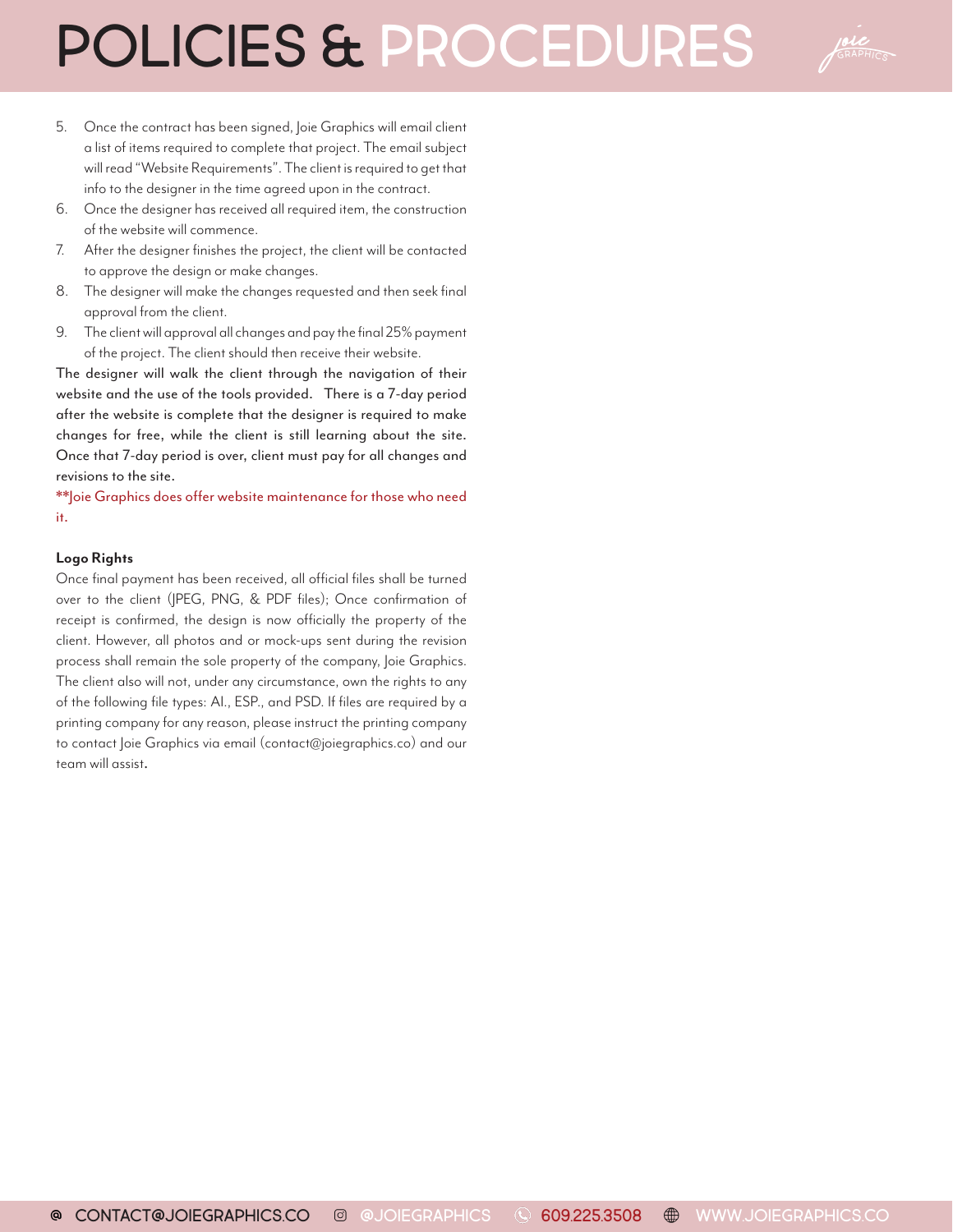5. Once the contract has been signed, Joie Graphics will email client a list of items required to complete that project. The email subject will read "Website Requirements". The client is required to get that info to the designer in the time agreed upon in the contract.
6. Once the designer has received all required item, the construction of the website will commence.
7. After the designer finishes the project, the client will be contacted to approve the design or make changes.
8. The designer will make the changes requested and then seek final approval from the client.
9. The client will approval all changes and pay the final 25% payment of the project. The client should then receive their website.

The designer will walk the client through the navigation of their website and the use of the tools provided. There is a 7-day period after the website is complete that the designer is required to make changes for free, while the client is still learning about the site. Once that 7-day period is over, client must pay for all changes and revisions to the site.

**Joie Graphics does offer website maintenance for those who need it.

**Logo Rights**

Once final payment has been received, all official files shall be turned over to the client (JPEG, PNG, & PDF files); Once confirmation of receipt is confirmed, the design is now officially the property of the client. However, all photos and or mock-ups sent during the revision process shall remain the sole property of the company, Joie Graphics. The client also will not, under any circumstance, own the rights to any of the following file types: AI., ESP., and PSD. If files are required by a printing company for any reason, please instruct the printing company to contact Joie Graphics via email (contact@joiegraphics.co) and our team will assist.